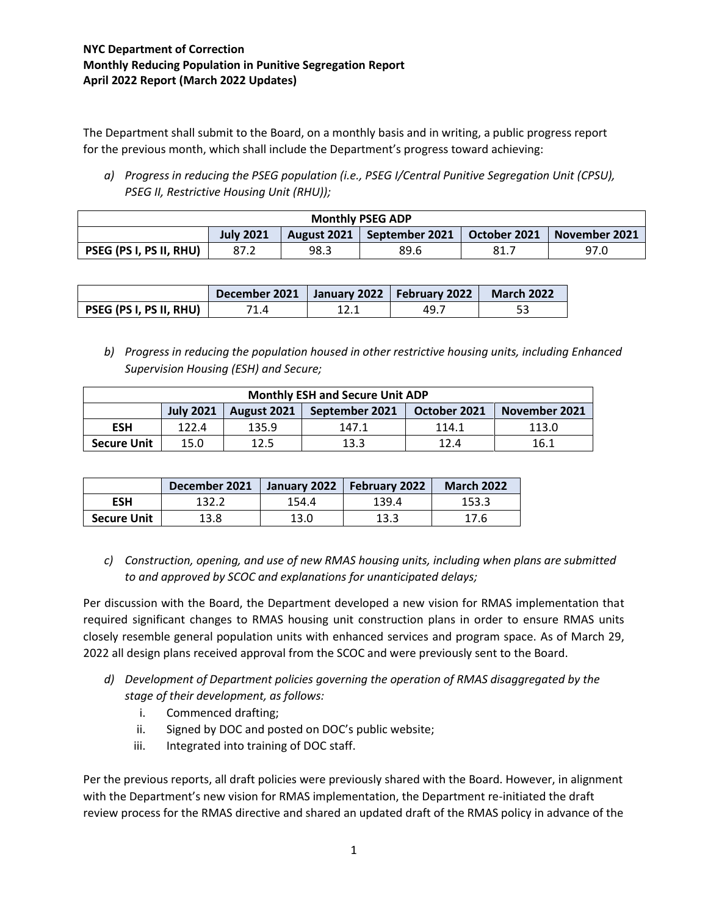**NYC Department of Correction**
**Monthly Reducing Population in Punitive Segregation Report**
**April 2022 Report (March 2022 Updates)**

The Department shall submit to the Board, on a monthly basis and in writing, a public progress report for the previous month, which shall include the Department's progress toward achieving:

*a) Progress in reducing the PSEG population (i.e., PSEG I/Central Punitive Segregation Unit (CPSU), PSEG II, Restrictive Housing Unit (RHU));*

| Monthly PSEG ADP | | | | | |
|---|---|---|---|---|---|
| | July 2021 | August 2021 | September 2021 | October 2021 | November 2021 |
| PSEG (PS I, PS II, RHU) | 87.2 | 98.3 | 89.6 | 81.7 | 97.0 |

| | December 2021 | January 2022 | February 2022 | March 2022 |
|---|---|---|---|---|
| PSEG (PS I, PS II, RHU) | 71.4 | 12.1 | 49.7 | 53 |

*b) Progress in reducing the population housed in other restrictive housing units, including Enhanced Supervision Housing (ESH) and Secure;*

| Monthly ESH and Secure Unit ADP | | | | | |
|---|---|---|---|---|---|
| | July 2021 | August 2021 | September 2021 | October 2021 | November 2021 |
| ESH | 122.4 | 135.9 | 147.1 | 114.1 | 113.0 |
| Secure Unit | 15.0 | 12.5 | 13.3 | 12.4 | 16.1 |

| | December 2021 | January 2022 | February 2022 | March 2022 |
|---|---|---|---|---|
| ESH | 132.2 | 154.4 | 139.4 | 153.3 |
| Secure Unit | 13.8 | 13.0 | 13.3 | 17.6 |

*c) Construction, opening, and use of new RMAS housing units, including when plans are submitted to and approved by SCOC and explanations for unanticipated delays;*

Per discussion with the Board, the Department developed a new vision for RMAS implementation that required significant changes to RMAS housing unit construction plans in order to ensure RMAS units closely resemble general population units with enhanced services and program space. As of March 29, 2022 all design plans received approval from the SCOC and were previously sent to the Board.

*d) Development of Department policies governing the operation of RMAS disaggregated by the stage of their development, as follows:*

i. Commenced drafting;
ii. Signed by DOC and posted on DOC's public website;
iii. Integrated into training of DOC staff.

Per the previous reports, all draft policies were previously shared with the Board. However, in alignment with the Department's new vision for RMAS implementation, the Department re-initiated the draft review process for the RMAS directive and shared an updated draft of the RMAS policy in advance of the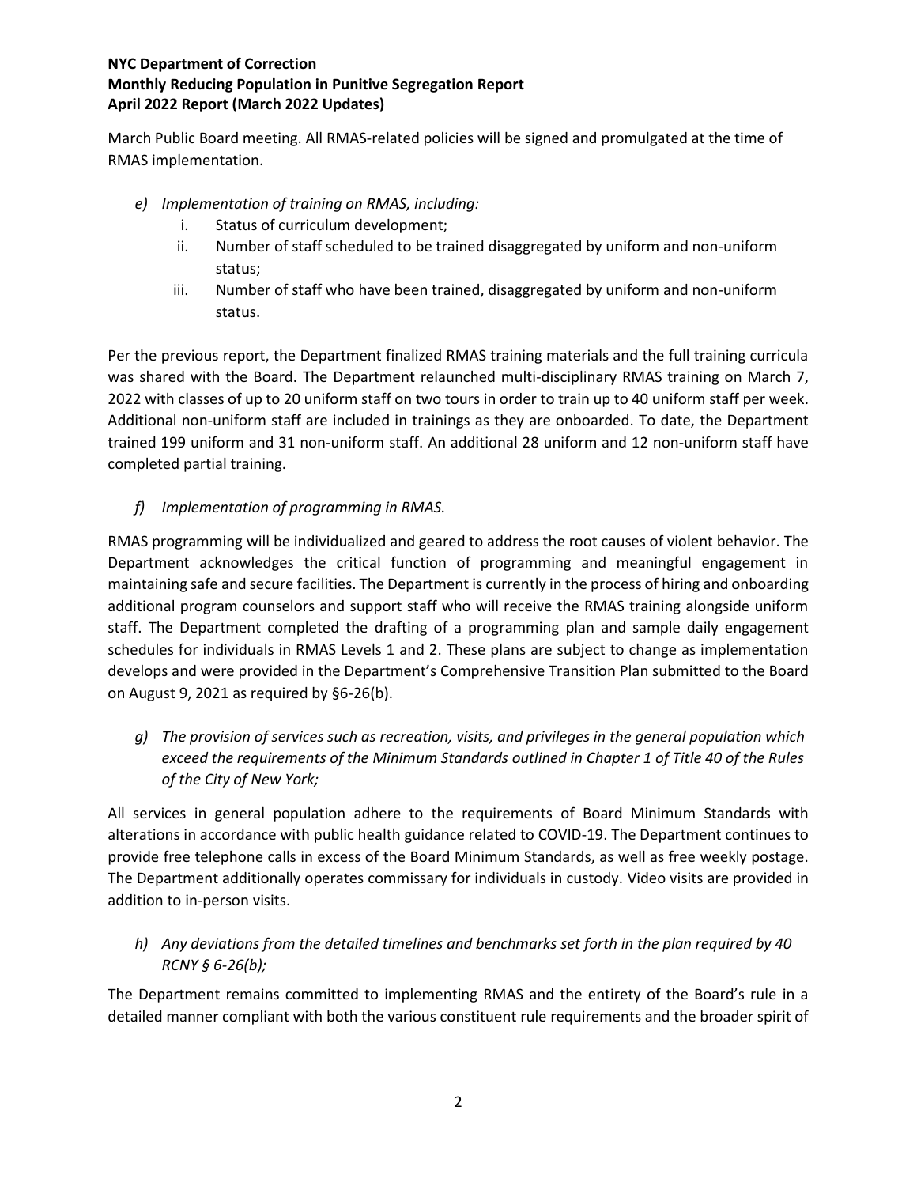March Public Board meeting. All RMAS-related policies will be signed and promulgated at the time of RMAS implementation.

*e) Implementation of training on RMAS, including:*

i. Status of curriculum development;

ii. Number of staff scheduled to be trained disaggregated by uniform and non-uniform status;

iii. Number of staff who have been trained, disaggregated by uniform and non-uniform status.

Per the previous report, the Department finalized RMAS training materials and the full training curricula was shared with the Board. The Department relaunched multi-disciplinary RMAS training on March 7, 2022 with classes of up to 20 uniform staff on two tours in order to train up to 40 uniform staff per week. Additional non-uniform staff are included in trainings as they are onboarded. To date, the Department trained 199 uniform and 31 non-uniform staff. An additional 28 uniform and 12 non-uniform staff have completed partial training.

*f) Implementation of programming in RMAS.*

RMAS programming will be individualized and geared to address the root causes of violent behavior. The Department acknowledges the critical function of programming and meaningful engagement in maintaining safe and secure facilities. The Department is currently in the process of hiring and onboarding additional program counselors and support staff who will receive the RMAS training alongside uniform staff. The Department completed the drafting of a programming plan and sample daily engagement schedules for individuals in RMAS Levels 1 and 2. These plans are subject to change as implementation develops and were provided in the Department's Comprehensive Transition Plan submitted to the Board on August 9, 2021 as required by §6-26(b).

*g) The provision of services such as recreation, visits, and privileges in the general population which exceed the requirements of the Minimum Standards outlined in Chapter 1 of Title 40 of the Rules of the City of New York;*

All services in general population adhere to the requirements of Board Minimum Standards with alterations in accordance with public health guidance related to COVID-19. The Department continues to provide free telephone calls in excess of the Board Minimum Standards, as well as free weekly postage. The Department additionally operates commissary for individuals in custody. Video visits are provided in addition to in-person visits.

*h) Any deviations from the detailed timelines and benchmarks set forth in the plan required by 40 RCNY § 6-26(b);*

The Department remains committed to implementing RMAS and the entirety of the Board's rule in a detailed manner compliant with both the various constituent rule requirements and the broader spirit of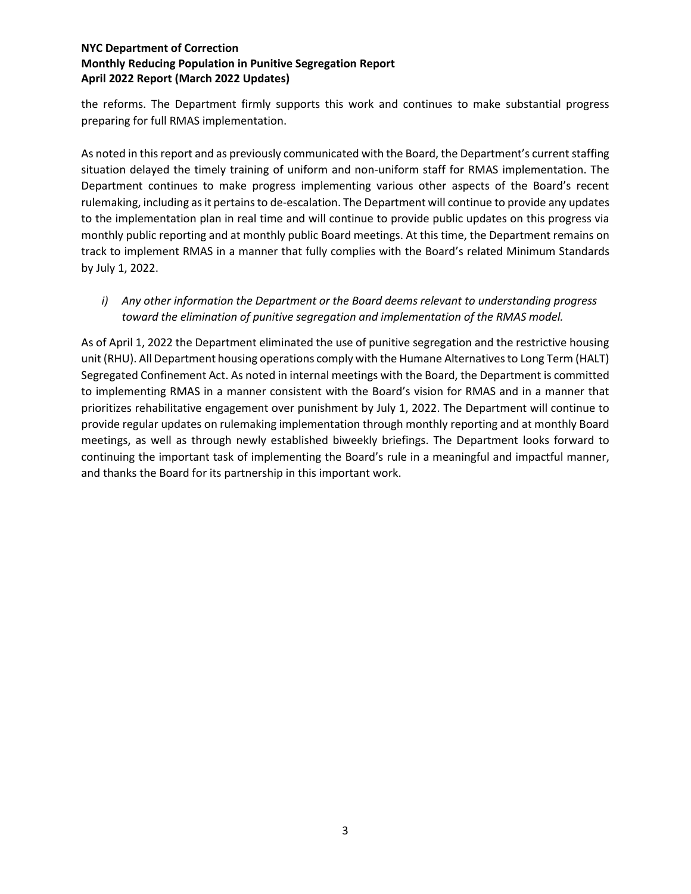the reforms. The Department firmly supports this work and continues to make substantial progress preparing for full RMAS implementation.

As noted in this report and as previously communicated with the Board, the Department's current staffing situation delayed the timely training of uniform and non-uniform staff for RMAS implementation. The Department continues to make progress implementing various other aspects of the Board's recent rulemaking, including as it pertains to de-escalation. The Department will continue to provide any updates to the implementation plan in real time and will continue to provide public updates on this progress via monthly public reporting and at monthly public Board meetings. At this time, the Department remains on track to implement RMAS in a manner that fully complies with the Board's related Minimum Standards by July 1, 2022.

*i) Any other information the Department or the Board deems relevant to understanding progress toward the elimination of punitive segregation and implementation of the RMAS model.*

As of April 1, 2022 the Department eliminated the use of punitive segregation and the restrictive housing unit (RHU). All Department housing operations comply with the Humane Alternatives to Long Term (HALT) Segregated Confinement Act. As noted in internal meetings with the Board, the Department is committed to implementing RMAS in a manner consistent with the Board's vision for RMAS and in a manner that prioritizes rehabilitative engagement over punishment by July 1, 2022. The Department will continue to provide regular updates on rulemaking implementation through monthly reporting and at monthly Board meetings, as well as through newly established biweekly briefings. The Department looks forward to continuing the important task of implementing the Board's rule in a meaningful and impactful manner, and thanks the Board for its partnership in this important work.